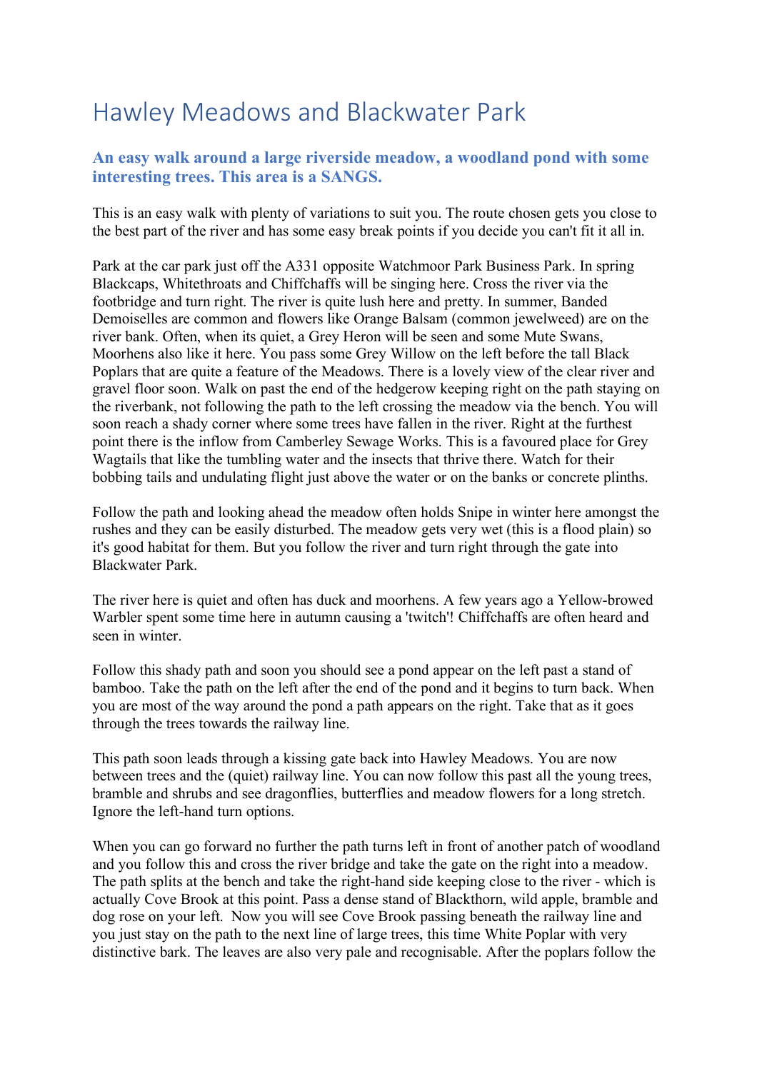# Hawley Meadows and Blackwater Park

### An easy walk around a large riverside meadow, a woodland pond with some interesting trees. This area is a SANGS.

This is an easy walk with plenty of variations to suit you. The route chosen gets you close to the best part of the river and has some easy break points if you decide you can't fit it all in.

Park at the car park just off the A331 opposite Watchmoor Park Business Park. In spring Blackcaps, Whitethroats and Chiffchaffs will be singing here. Cross the river via the footbridge and turn right. The river is quite lush here and pretty. In summer, Banded Demoiselles are common and flowers like Orange Balsam (common jewelweed) are on the river bank. Often, when its quiet, a Grey Heron will be seen and some Mute Swans, Moorhens also like it here. You pass some Grey Willow on the left before the tall Black Poplars that are quite a feature of the Meadows. There is a lovely view of the clear river and gravel floor soon. Walk on past the end of the hedgerow keeping right on the path staying on the riverbank, not following the path to the left crossing the meadow via the bench. You will soon reach a shady corner where some trees have fallen in the river. Right at the furthest point there is the inflow from Camberley Sewage Works. This is a favoured place for Grey Wagtails that like the tumbling water and the insects that thrive there. Watch for their bobbing tails and undulating flight just above the water or on the banks or concrete plinths.

Follow the path and looking ahead the meadow often holds Snipe in winter here amongst the rushes and they can be easily disturbed. The meadow gets very wet (this is a flood plain) so it's good habitat for them. But you follow the river and turn right through the gate into Blackwater Park.

The river here is quiet and often has duck and moorhens. A few years ago a Yellow-browed Warbler spent some time here in autumn causing a 'twitch'! Chiffchaffs are often heard and seen in winter.

Follow this shady path and soon you should see a pond appear on the left past a stand of bamboo. Take the path on the left after the end of the pond and it begins to turn back. When you are most of the way around the pond a path appears on the right. Take that as it goes through the trees towards the railway line.

This path soon leads through a kissing gate back into Hawley Meadows. You are now between trees and the (quiet) railway line. You can now follow this past all the young trees, bramble and shrubs and see dragonflies, butterflies and meadow flowers for a long stretch. Ignore the left-hand turn options.

When you can go forward no further the path turns left in front of another patch of woodland and you follow this and cross the river bridge and take the gate on the right into a meadow. The path splits at the bench and take the right-hand side keeping close to the river - which is actually Cove Brook at this point. Pass a dense stand of Blackthorn, wild apple, bramble and dog rose on your left. Now you will see Cove Brook passing beneath the railway line and you just stay on the path to the next line of large trees, this time White Poplar with very distinctive bark. The leaves are also very pale and recognisable. After the poplars follow the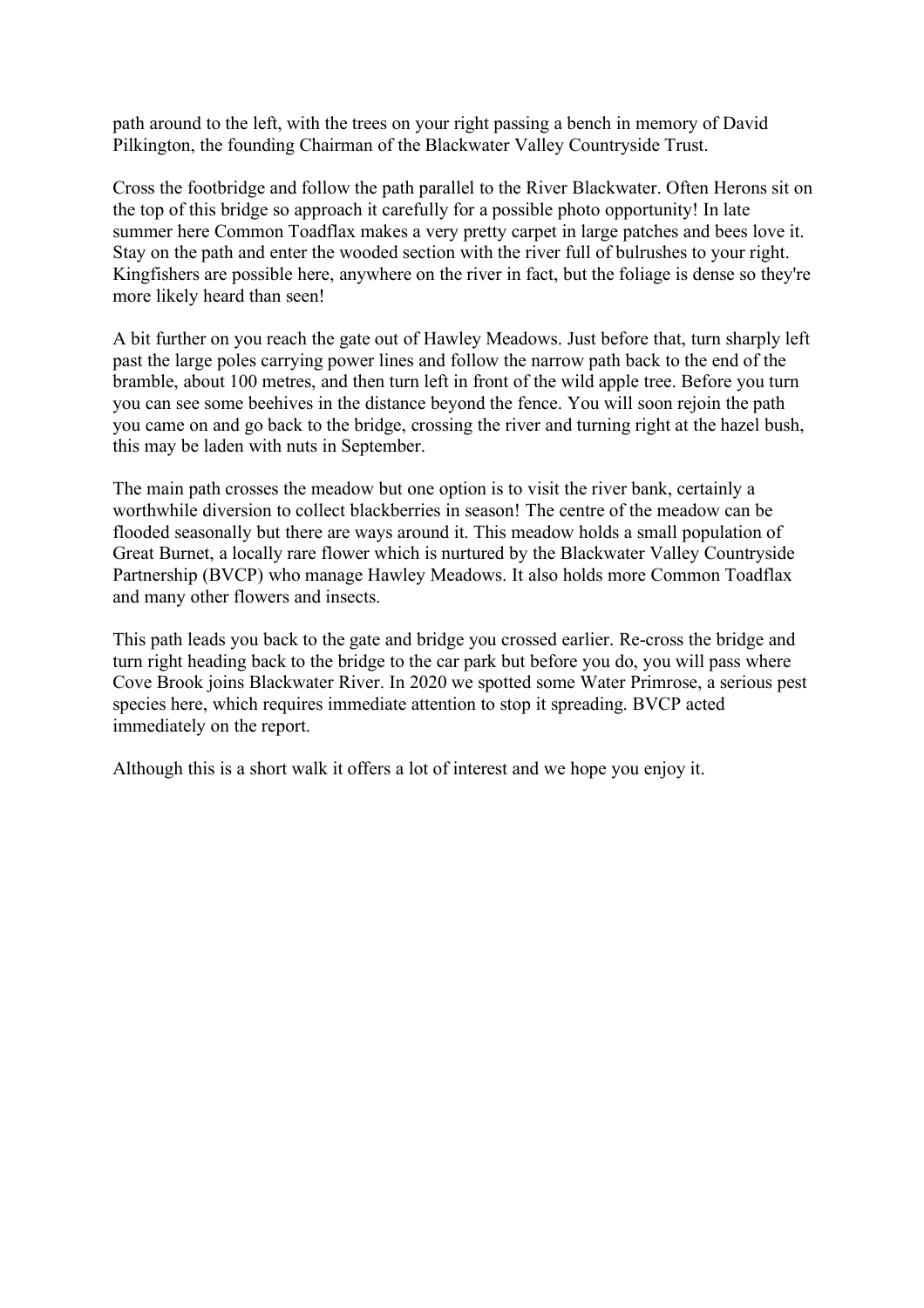path around to the left, with the trees on your right passing a bench in memory of David Pilkington, the founding Chairman of the Blackwater Valley Countryside Trust.

Cross the footbridge and follow the path parallel to the River Blackwater. Often Herons sit on the top of this bridge so approach it carefully for a possible photo opportunity! In late summer here Common Toadflax makes a very pretty carpet in large patches and bees love it. Stay on the path and enter the wooded section with the river full of bulrushes to your right. Kingfishers are possible here, anywhere on the river in fact, but the foliage is dense so they're more likely heard than seen!

A bit further on you reach the gate out of Hawley Meadows. Just before that, turn sharply left past the large poles carrying power lines and follow the narrow path back to the end of the bramble, about 100 metres, and then turn left in front of the wild apple tree. Before you turn you can see some beehives in the distance beyond the fence. You will soon rejoin the path you came on and go back to the bridge, crossing the river and turning right at the hazel bush, this may be laden with nuts in September.

The main path crosses the meadow but one option is to visit the river bank, certainly a worthwhile diversion to collect blackberries in season! The centre of the meadow can be flooded seasonally but there are ways around it. This meadow holds a small population of Great Burnet, a locally rare flower which is nurtured by the Blackwater Valley Countryside Partnership (BVCP) who manage Hawley Meadows. It also holds more Common Toadflax and many other flowers and insects.

This path leads you back to the gate and bridge you crossed earlier. Re-cross the bridge and turn right heading back to the bridge to the car park but before you do, you will pass where Cove Brook joins Blackwater River. In 2020 we spotted some Water Primrose, a serious pest species here, which requires immediate attention to stop it spreading. BVCP acted immediately on the report.

Although this is a short walk it offers a lot of interest and we hope you enjoy it.